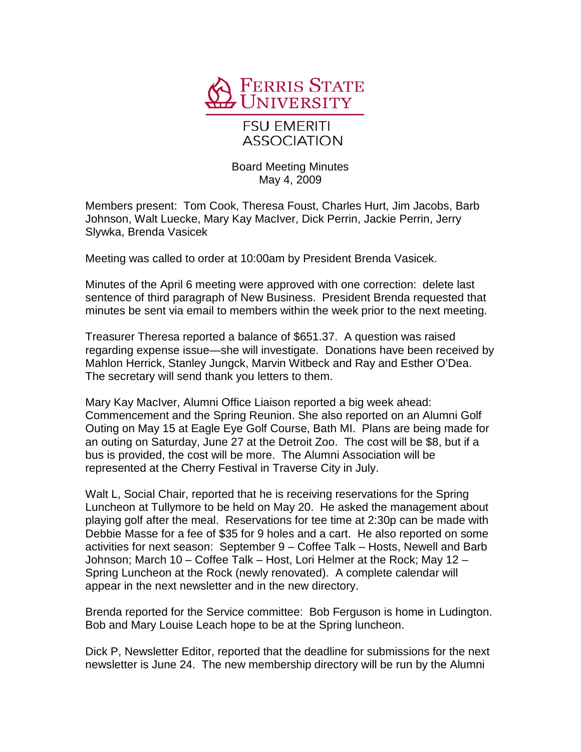# Ferris State University

## FSU Emeriti Association

Board Meeting Minutes
May 4, 2009

Members present: Tom Cook, Theresa Foust, Charles Hurt, Jim Jacobs, Barb Johnson, Walt Luecke, Mary Kay MacIver, Dick Perrin, Jackie Perrin, Jerry Slywka, Brenda Vasicek

Meeting was called to order at 10:00am by President Brenda Vasicek.

Minutes of the April 6 meeting were approved with one correction: delete last sentence of third paragraph of New Business. President Brenda requested that minutes be sent via email to members within the week prior to the next meeting.

Treasurer Theresa reported a balance of $651.37. A question was raised regarding expense issue—she will investigate. Donations have been received by Mahlon Herrick, Stanley Jungck, Marvin Witbeck and Ray and Esther O'Dea. The secretary will send thank you letters to them.

Mary Kay MacIver, Alumni Office Liaison reported a big week ahead: Commencement and the Spring Reunion. She also reported on an Alumni Golf Outing on May 15 at Eagle Eye Golf Course, Bath MI. Plans are being made for an outing on Saturday, June 27 at the Detroit Zoo. The cost will be $8, but if a bus is provided, the cost will be more. The Alumni Association will be represented at the Cherry Festival in Traverse City in July.

Walt L, Social Chair, reported that he is receiving reservations for the Spring Luncheon at Tullymore to be held on May 20. He asked the management about playing golf after the meal. Reservations for tee time at 2:30p can be made with Debbie Masse for a fee of $35 for 9 holes and a cart. He also reported on some activities for next season: September 9 – Coffee Talk – Hosts, Newell and Barb Johnson; March 10 – Coffee Talk – Host, Lori Helmer at the Rock; May 12 – Spring Luncheon at the Rock (newly renovated). A complete calendar will appear in the next newsletter and in the new directory.

Brenda reported for the Service committee: Bob Ferguson is home in Ludington. Bob and Mary Louise Leach hope to be at the Spring luncheon.

Dick P, Newsletter Editor, reported that the deadline for submissions for the next newsletter is June 24. The new membership directory will be run by the Alumni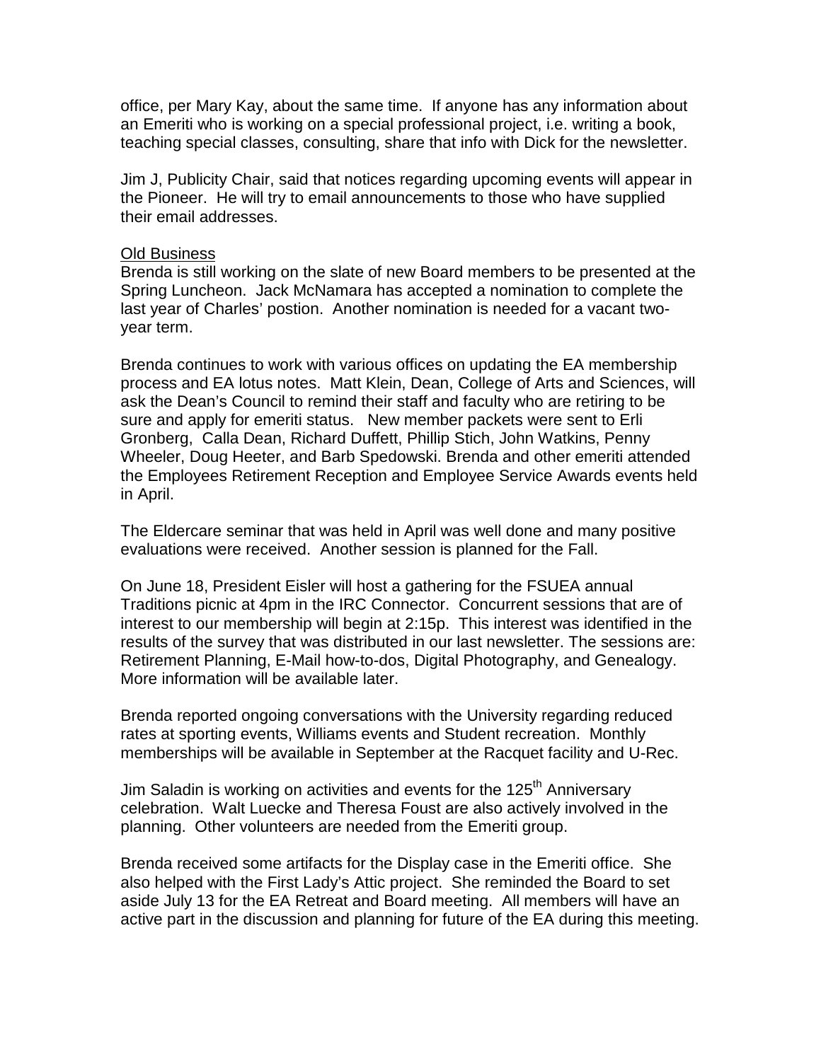office, per Mary Kay, about the same time. If anyone has any information about an Emeriti who is working on a special professional project, i.e. writing a book, teaching special classes, consulting, share that info with Dick for the newsletter.

Jim J, Publicity Chair, said that notices regarding upcoming events will appear in the Pioneer. He will try to email announcements to those who have supplied their email addresses.

<u>Old Business</u>

Brenda is still working on the slate of new Board members to be presented at the Spring Luncheon. Jack McNamara has accepted a nomination to complete the last year of Charles' postion. Another nomination is needed for a vacant two-year term.

Brenda continues to work with various offices on updating the EA membership process and EA lotus notes. Matt Klein, Dean, College of Arts and Sciences, will ask the Dean's Council to remind their staff and faculty who are retiring to be sure and apply for emeriti status. New member packets were sent to Erli Gronberg, Calla Dean, Richard Duffett, Phillip Stich, John Watkins, Penny Wheeler, Doug Heeter, and Barb Spedowski. Brenda and other emeriti attended the Employees Retirement Reception and Employee Service Awards events held in April.

The Eldercare seminar that was held in April was well done and many positive evaluations were received. Another session is planned for the Fall.

On June 18, President Eisler will host a gathering for the FSUEA annual Traditions picnic at 4pm in the IRC Connector. Concurrent sessions that are of interest to our membership will begin at 2:15p. This interest was identified in the results of the survey that was distributed in our last newsletter. The sessions are: Retirement Planning, E-Mail how-to-dos, Digital Photography, and Genealogy. More information will be available later.

Brenda reported ongoing conversations with the University regarding reduced rates at sporting events, Williams events and Student recreation. Monthly memberships will be available in September at the Racquet facility and U-Rec.

Jim Saladin is working on activities and events for the 125th Anniversary celebration. Walt Luecke and Theresa Foust are also actively involved in the planning. Other volunteers are needed from the Emeriti group.

Brenda received some artifacts for the Display case in the Emeriti office. She also helped with the First Lady's Attic project. She reminded the Board to set aside July 13 for the EA Retreat and Board meeting. All members will have an active part in the discussion and planning for future of the EA during this meeting.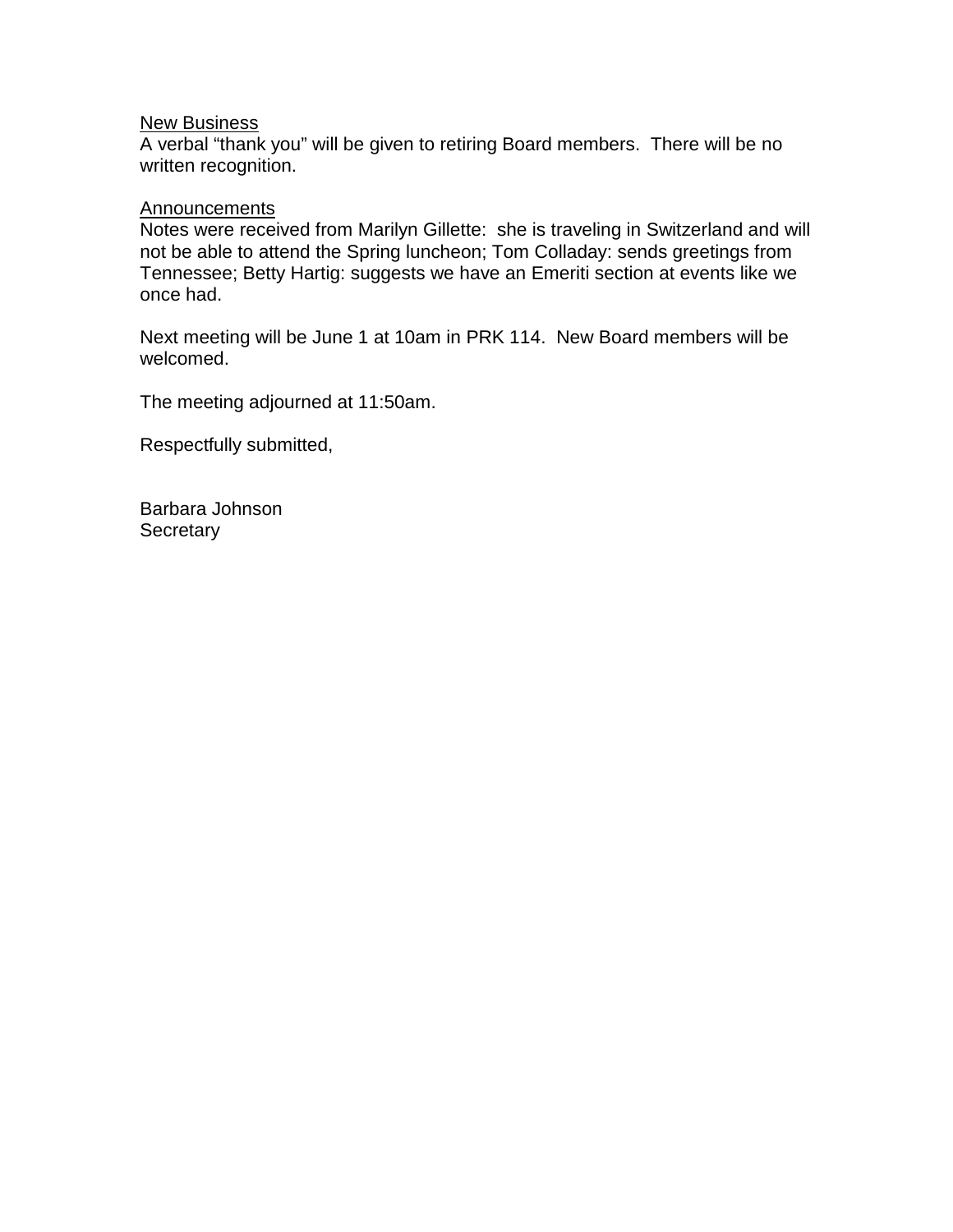New Business

A verbal “thank you” will be given to retiring Board members. There will be no written recognition.

Announcements

Notes were received from Marilyn Gillette: she is traveling in Switzerland and will not be able to attend the Spring luncheon; Tom Colladay: sends greetings from Tennessee; Betty Hartig: suggests we have an Emeriti section at events like we once had.

Next meeting will be June 1 at 10am in PRK 114. New Board members will be welcomed.

The meeting adjourned at 11:50am.

Respectfully submitted,

Barbara Johnson
Secretary